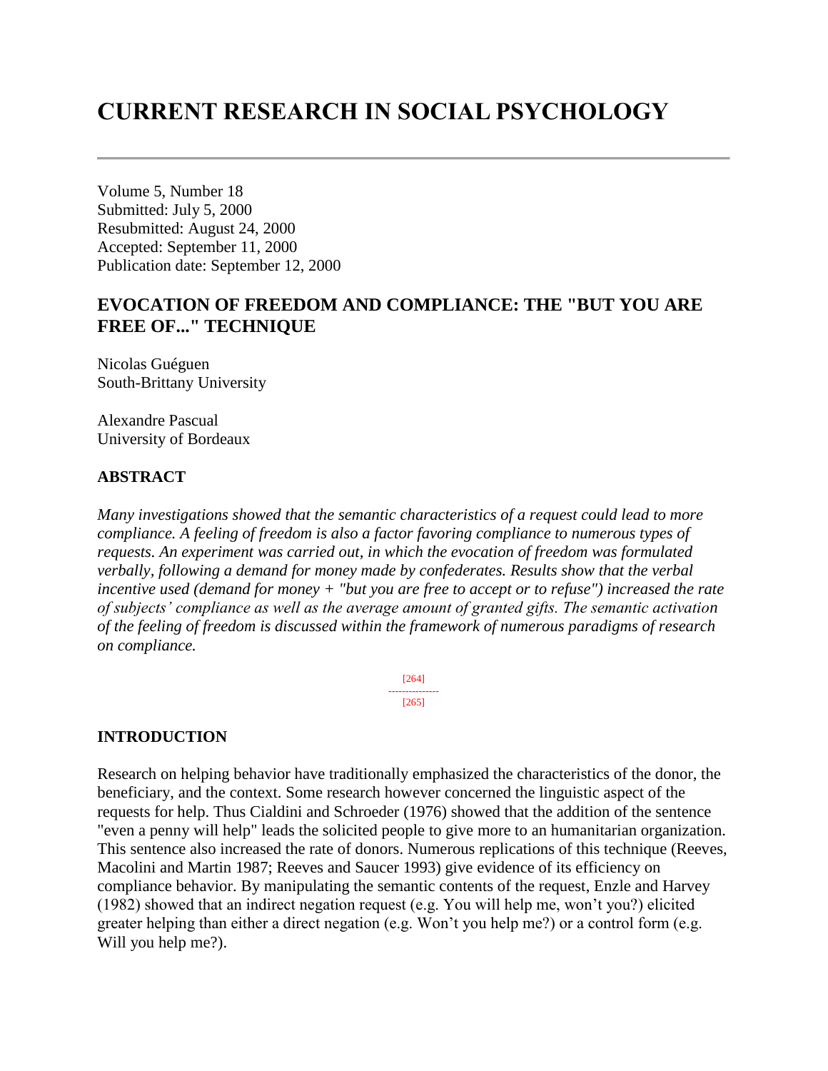# CURRENT RESEARCH IN SOCIAL PSYCHOLOGY

Volume 5, Number 18
Submitted: July 5, 2000
Resubmitted: August 24, 2000
Accepted: September 11, 2000
Publication date: September 12, 2000

## EVOCATION OF FREEDOM AND COMPLIANCE: THE "BUT YOU ARE FREE OF..." TECHNIQUE

Nicolas Guéguen
South-Brittany University

Alexandre Pascual
University of Bordeaux

### ABSTRACT

*Many investigations showed that the semantic characteristics of a request could lead to more compliance. A feeling of freedom is also a factor favoring compliance to numerous types of requests. An experiment was carried out, in which the evocation of freedom was formulated verbally, following a demand for money made by confederates. Results show that the verbal incentive used (demand for money + "but you are free to accept or to refuse") increased the rate of subjects' compliance as well as the average amount of granted gifts. The semantic activation of the feeling of freedom is discussed within the framework of numerous paradigms of research on compliance.*

### INTRODUCTION

Research on helping behavior have traditionally emphasized the characteristics of the donor, the beneficiary, and the context. Some research however concerned the linguistic aspect of the requests for help. Thus Cialdini and Schroeder (1976) showed that the addition of the sentence "even a penny will help" leads the solicited people to give more to an humanitarian organization. This sentence also increased the rate of donors. Numerous replications of this technique (Reeves, Macolini and Martin 1987; Reeves and Saucer 1993) give evidence of its efficiency on compliance behavior. By manipulating the semantic contents of the request, Enzle and Harvey (1982) showed that an indirect negation request (e.g. You will help me, won't you?) elicited greater helping than either a direct negation (e.g. Won't you help me?) or a control form (e.g. Will you help me?).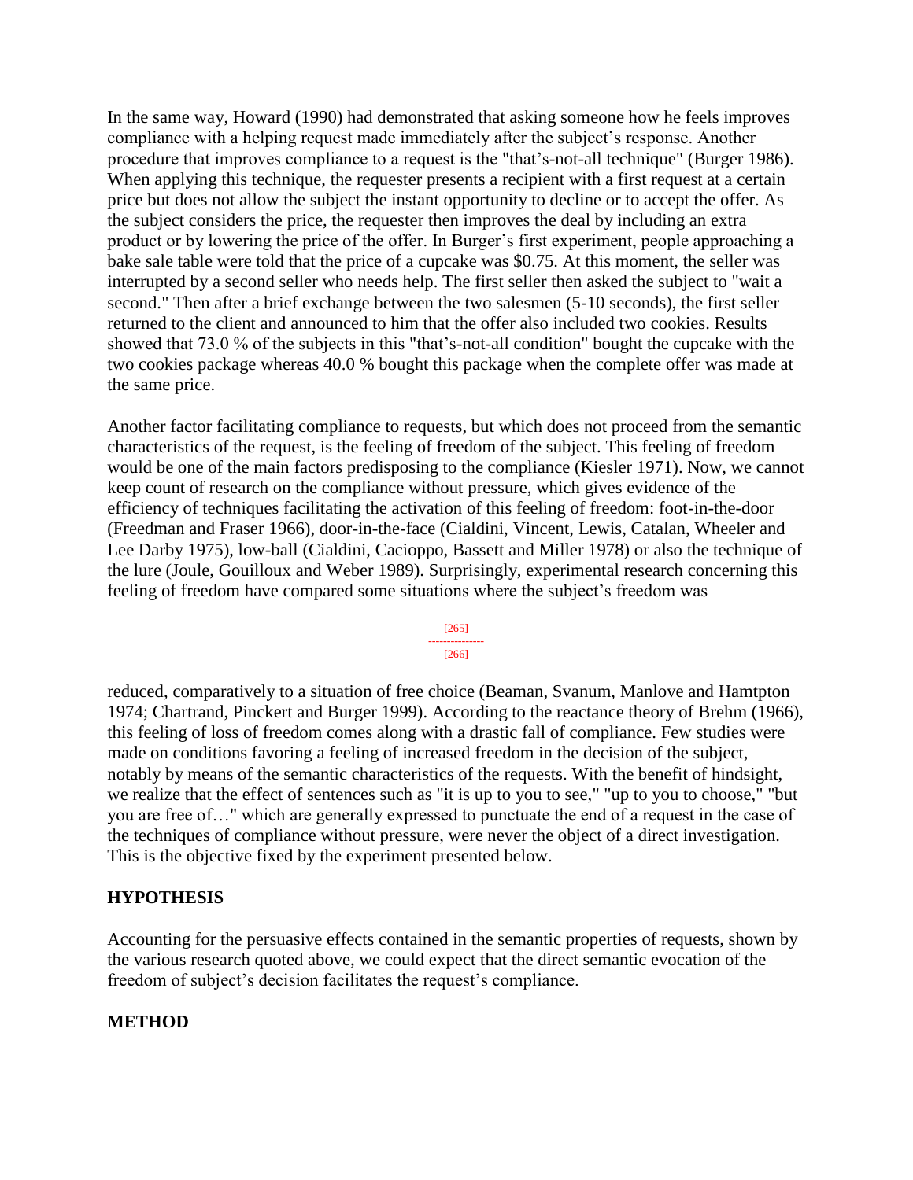In the same way, Howard (1990) had demonstrated that asking someone how he feels improves compliance with a helping request made immediately after the subject's response. Another procedure that improves compliance to a request is the "that's-not-all technique" (Burger 1986). When applying this technique, the requester presents a recipient with a first request at a certain price but does not allow the subject the instant opportunity to decline or to accept the offer. As the subject considers the price, the requester then improves the deal by including an extra product or by lowering the price of the offer. In Burger's first experiment, people approaching a bake sale table were told that the price of a cupcake was $0.75. At this moment, the seller was interrupted by a second seller who needs help. The first seller then asked the subject to "wait a second." Then after a brief exchange between the two salesmen (5-10 seconds), the first seller returned to the client and announced to him that the offer also included two cookies. Results showed that 73.0 % of the subjects in this "that's-not-all condition" bought the cupcake with the two cookies package whereas 40.0 % bought this package when the complete offer was made at the same price.

Another factor facilitating compliance to requests, but which does not proceed from the semantic characteristics of the request, is the feeling of freedom of the subject. This feeling of freedom would be one of the main factors predisposing to the compliance (Kiesler 1971). Now, we cannot keep count of research on the compliance without pressure, which gives evidence of the efficiency of techniques facilitating the activation of this feeling of freedom: foot-in-the-door (Freedman and Fraser 1966), door-in-the-face (Cialdini, Vincent, Lewis, Catalan, Wheeler and Lee Darby 1975), low-ball (Cialdini, Cacioppo, Bassett and Miller 1978) or also the technique of the lure (Joule, Gouilloux and Weber 1989). Surprisingly, experimental research concerning this feeling of freedom have compared some situations where the subject's freedom was reduced, comparatively to a situation of free choice (Beaman, Svanum, Manlove and Hamtpton 1974; Chartrand, Pinckert and Burger 1999). According to the reactance theory of Brehm (1966), this feeling of loss of freedom comes along with a drastic fall of compliance. Few studies were made on conditions favoring a feeling of increased freedom in the decision of the subject, notably by means of the semantic characteristics of the requests. With the benefit of hindsight, we realize that the effect of sentences such as "it is up to you to see," "up to you to choose," "but you are free of…" which are generally expressed to punctuate the end of a request in the case of the techniques of compliance without pressure, were never the object of a direct investigation. This is the objective fixed by the experiment presented below.

## HYPOTHESIS

Accounting for the persuasive effects contained in the semantic properties of requests, shown by the various research quoted above, we could expect that the direct semantic evocation of the freedom of subject's decision facilitates the request's compliance.

## METHOD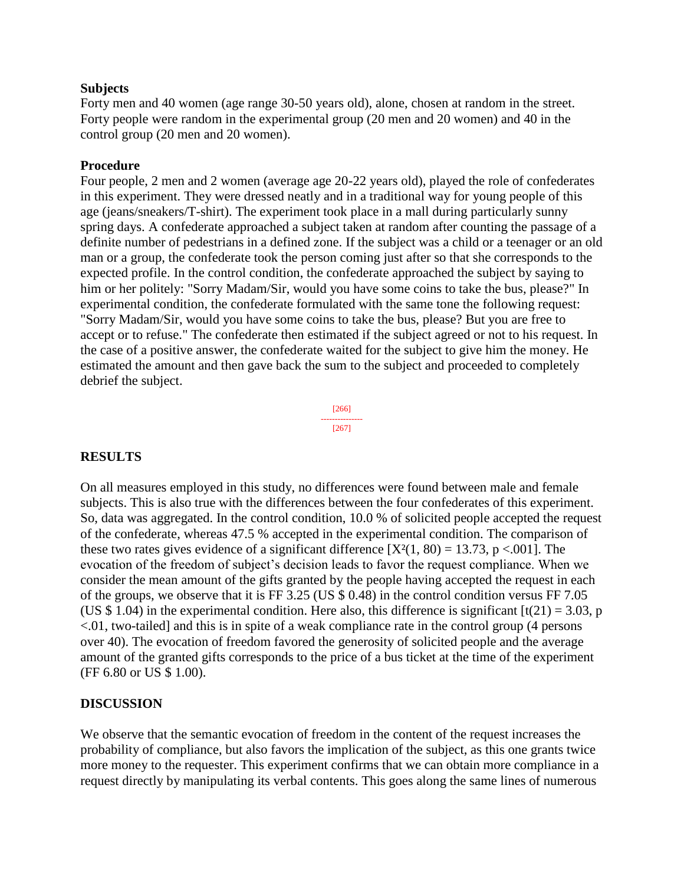### Subjects

Forty men and 40 women (age range 30-50 years old), alone, chosen at random in the street. Forty people were random in the experimental group (20 men and 20 women) and 40 in the control group (20 men and 20 women).

### Procedure

Four people, 2 men and 2 women (average age 20-22 years old), played the role of confederates in this experiment. They were dressed neatly and in a traditional way for young people of this age (jeans/sneakers/T-shirt). The experiment took place in a mall during particularly sunny spring days. A confederate approached a subject taken at random after counting the passage of a definite number of pedestrians in a defined zone. If the subject was a child or a teenager or an old man or a group, the confederate took the person coming just after so that she corresponds to the expected profile. In the control condition, the confederate approached the subject by saying to him or her politely: "Sorry Madam/Sir, would you have some coins to take the bus, please?" In experimental condition, the confederate formulated with the same tone the following request: "Sorry Madam/Sir, would you have some coins to take the bus, please? But you are free to accept or to refuse." The confederate then estimated if the subject agreed or not to his request. In the case of a positive answer, the confederate waited for the subject to give him the money. He estimated the amount and then gave back the sum to the subject and proceeded to completely debrief the subject.

## RESULTS

On all measures employed in this study, no differences were found between male and female subjects. This is also true with the differences between the four confederates of this experiment. So, data was aggregated. In the control condition, 10.0 % of solicited people accepted the request of the confederate, whereas 47.5 % accepted in the experimental condition. The comparison of these two rates gives evidence of a significant difference [$X^2(1, 80) = 13.73$, $p < .001$]. The evocation of the freedom of subject's decision leads to favor the request compliance. When we consider the mean amount of the gifts granted by the people having accepted the request in each of the groups, we observe that it is FF 3.25 (US $ 0.48) in the control condition versus FF 7.05 (US $ 1.04) in the experimental condition. Here also, this difference is significant [$t(21) = 3.03$, $p < .01$, two-tailed] and this is in spite of a weak compliance rate in the control group (4 persons over 40). The evocation of freedom favored the generosity of solicited people and the average amount of the granted gifts corresponds to the price of a bus ticket at the time of the experiment (FF 6.80 or US $ 1.00).

## DISCUSSION

We observe that the semantic evocation of freedom in the content of the request increases the probability of compliance, but also favors the implication of the subject, as this one grants twice more money to the requester. This experiment confirms that we can obtain more compliance in a request directly by manipulating its verbal contents. This goes along the same lines of numerous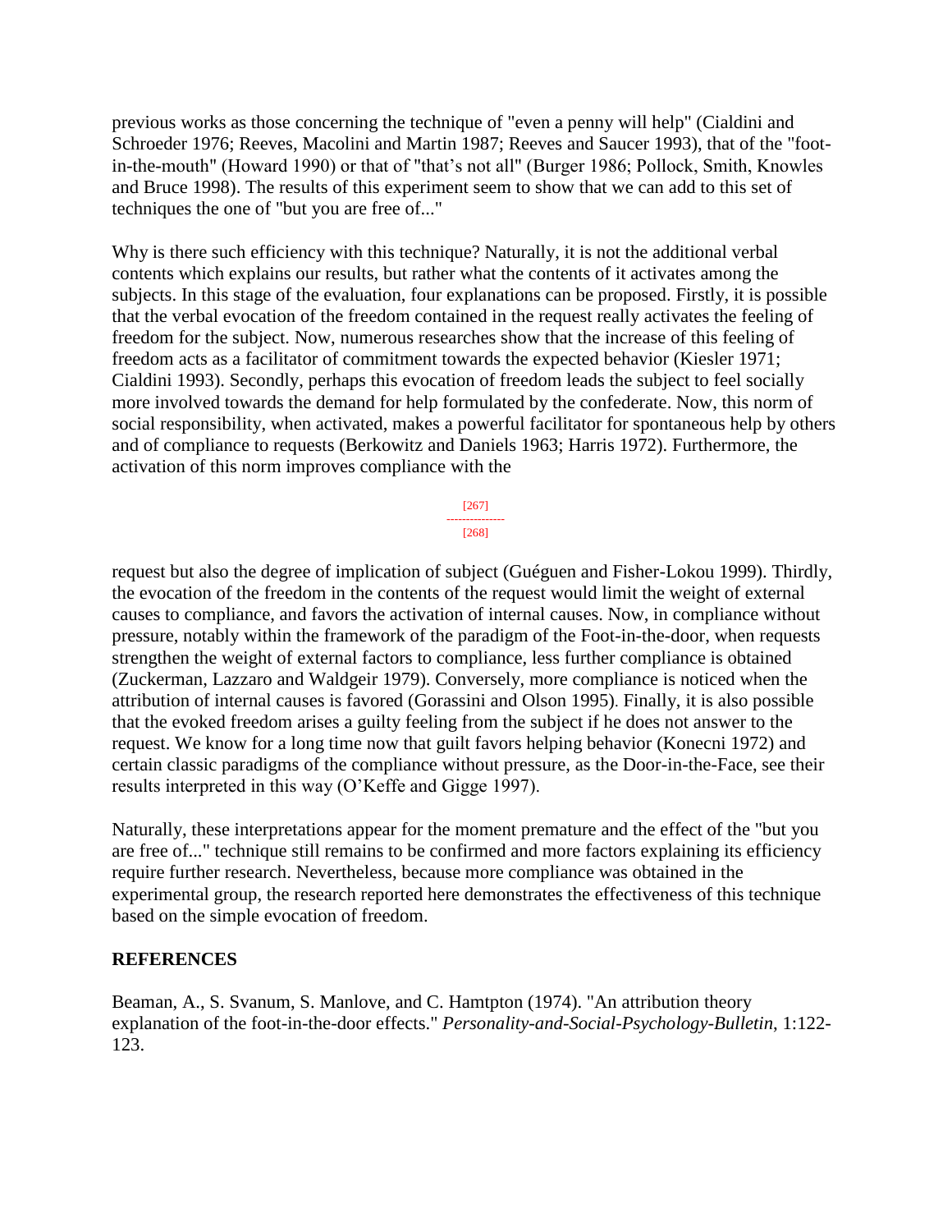previous works as those concerning the technique of "even a penny will help" (Cialdini and Schroeder 1976; Reeves, Macolini and Martin 1987; Reeves and Saucer 1993), that of the "foot-in-the-mouth" (Howard 1990) or that of "that's not all" (Burger 1986; Pollock, Smith, Knowles and Bruce 1998). The results of this experiment seem to show that we can add to this set of techniques the one of "but you are free of..."

Why is there such efficiency with this technique? Naturally, it is not the additional verbal contents which explains our results, but rather what the contents of it activates among the subjects. In this stage of the evaluation, four explanations can be proposed. Firstly, it is possible that the verbal evocation of the freedom contained in the request really activates the feeling of freedom for the subject. Now, numerous researches show that the increase of this feeling of freedom acts as a facilitator of commitment towards the expected behavior (Kiesler 1971; Cialdini 1993). Secondly, perhaps this evocation of freedom leads the subject to feel socially more involved towards the demand for help formulated by the confederate. Now, this norm of social responsibility, when activated, makes a powerful facilitator for spontaneous help by others and of compliance to requests (Berkowitz and Daniels 1963; Harris 1972). Furthermore, the activation of this norm improves compliance with the request but also the degree of implication of subject (Guéguen and Fisher-Lokou 1999). Thirdly, the evocation of the freedom in the contents of the request would limit the weight of external causes to compliance, and favors the activation of internal causes. Now, in compliance without pressure, notably within the framework of the paradigm of the Foot-in-the-door, when requests strengthen the weight of external factors to compliance, less further compliance is obtained (Zuckerman, Lazzaro and Waldgeir 1979). Conversely, more compliance is noticed when the attribution of internal causes is favored (Gorassini and Olson 1995). Finally, it is also possible that the evoked freedom arises a guilty feeling from the subject if he does not answer to the request. We know for a long time now that guilt favors helping behavior (Konecni 1972) and certain classic paradigms of the compliance without pressure, as the Door-in-the-Face, see their results interpreted in this way (O'Keffe and Gigge 1997).

Naturally, these interpretations appear for the moment premature and the effect of the "but you are free of..." technique still remains to be confirmed and more factors explaining its efficiency require further research. Nevertheless, because more compliance was obtained in the experimental group, the research reported here demonstrates the effectiveness of this technique based on the simple evocation of freedom.

## REFERENCES

Beaman, A., S. Svanum, S. Manlove, and C. Hamtpton (1974). "An attribution theory explanation of the foot-in-the-door effects." *Personality-and-Social-Psychology-Bulletin*, 1:122-123.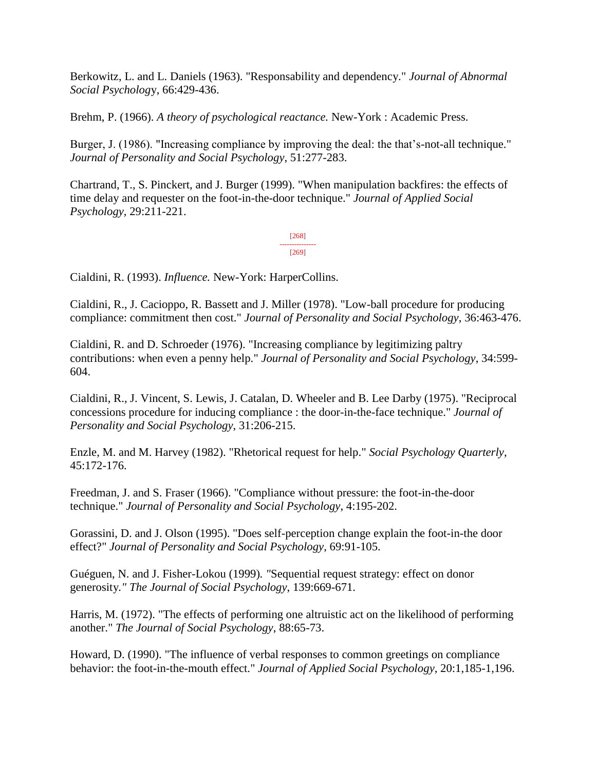Berkowitz, L. and L. Daniels (1963). "Responsability and dependency." *Journal of Abnormal Social Psychology*, 66:429-436.

Brehm, P. (1966). *A theory of psychological reactance.* New-York : Academic Press.

Burger, J. (1986). "Increasing compliance by improving the deal: the that's-not-all technique." *Journal of Personality and Social Psychology*, 51:277-283.

Chartrand, T., S. Pinckert, and J. Burger (1999). "When manipulation backfires: the effects of time delay and requester on the foot-in-the-door technique." *Journal of Applied Social Psychology*, 29:211-221.

Cialdini, R. (1993). *Influence.* New-York: HarperCollins.

Cialdini, R., J. Cacioppo, R. Bassett and J. Miller (1978). "Low-ball procedure for producing compliance: commitment then cost." *Journal of Personality and Social Psychology*, 36:463-476.

Cialdini, R. and D. Schroeder (1976). "Increasing compliance by legitimizing paltry contributions: when even a penny help." *Journal of Personality and Social Psychology*, 34:599-604.

Cialdini, R., J. Vincent, S. Lewis, J. Catalan, D. Wheeler and B. Lee Darby (1975). "Reciprocal concessions procedure for inducing compliance : the door-in-the-face technique." *Journal of Personality and Social Psychology*, 31:206-215.

Enzle, M. and M. Harvey (1982). "Rhetorical request for help." *Social Psychology Quarterly*, 45:172-176.

Freedman, J. and S. Fraser (1966). "Compliance without pressure: the foot-in-the-door technique." *Journal of Personality and Social Psychology*, 4:195-202.

Gorassini, D. and J. Olson (1995). "Does self-perception change explain the foot-in-the door effect?" *Journal of Personality and Social Psychology*, 69:91-105.

Guéguen, N. and J. Fisher-Lokou (1999). "Sequential request strategy: effect on donor generosity." *The Journal of Social Psychology*, 139:669-671.

Harris, M. (1972). "The effects of performing one altruistic act on the likelihood of performing another." *The Journal of Social Psychology*, 88:65-73.

Howard, D. (1990). "The influence of verbal responses to common greetings on compliance behavior: the foot-in-the-mouth effect." *Journal of Applied Social Psychology*, 20:1,185-1,196.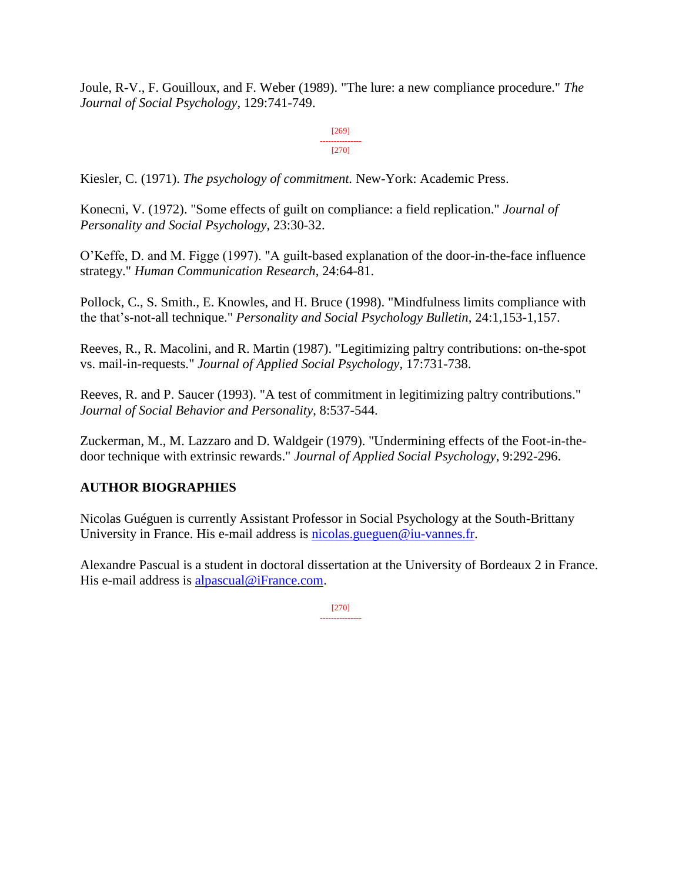Joule, R-V., F. Gouilloux, and F. Weber (1989). "The lure: a new compliance procedure." *The Journal of Social Psychology*, 129:741-749.

Kiesler, C. (1971). *The psychology of commitment.* New-York: Academic Press.

Konecni, V. (1972). "Some effects of guilt on compliance: a field replication." *Journal of Personality and Social Psychology*, 23:30-32.

O'Keffe, D. and M. Figge (1997). "A guilt-based explanation of the door-in-the-face influence strategy." *Human Communication Research*, 24:64-81.

Pollock, C., S. Smith., E. Knowles, and H. Bruce (1998). "Mindfulness limits compliance with the that's-not-all technique." *Personality and Social Psychology Bulletin*, 24:1,153-1,157.

Reeves, R., R. Macolini, and R. Martin (1987). "Legitimizing paltry contributions: on-the-spot vs. mail-in-requests." *Journal of Applied Social Psychology*, 17:731-738.

Reeves, R. and P. Saucer (1993). "A test of commitment in legitimizing paltry contributions." *Journal of Social Behavior and Personality*, 8:537-544.

Zuckerman, M., M. Lazzaro and D. Waldgeir (1979). "Undermining effects of the Foot-in-the-door technique with extrinsic rewards." *Journal of Applied Social Psychology*, 9:292-296.

## AUTHOR BIOGRAPHIES

Nicolas Guéguen is currently Assistant Professor in Social Psychology at the South-Brittany University in France. His e-mail address is nicolas.gueguen@iu-vannes.fr.

Alexandre Pascual is a student in doctoral dissertation at the University of Bordeaux 2 in France. His e-mail address is alpascual@iFrance.com.